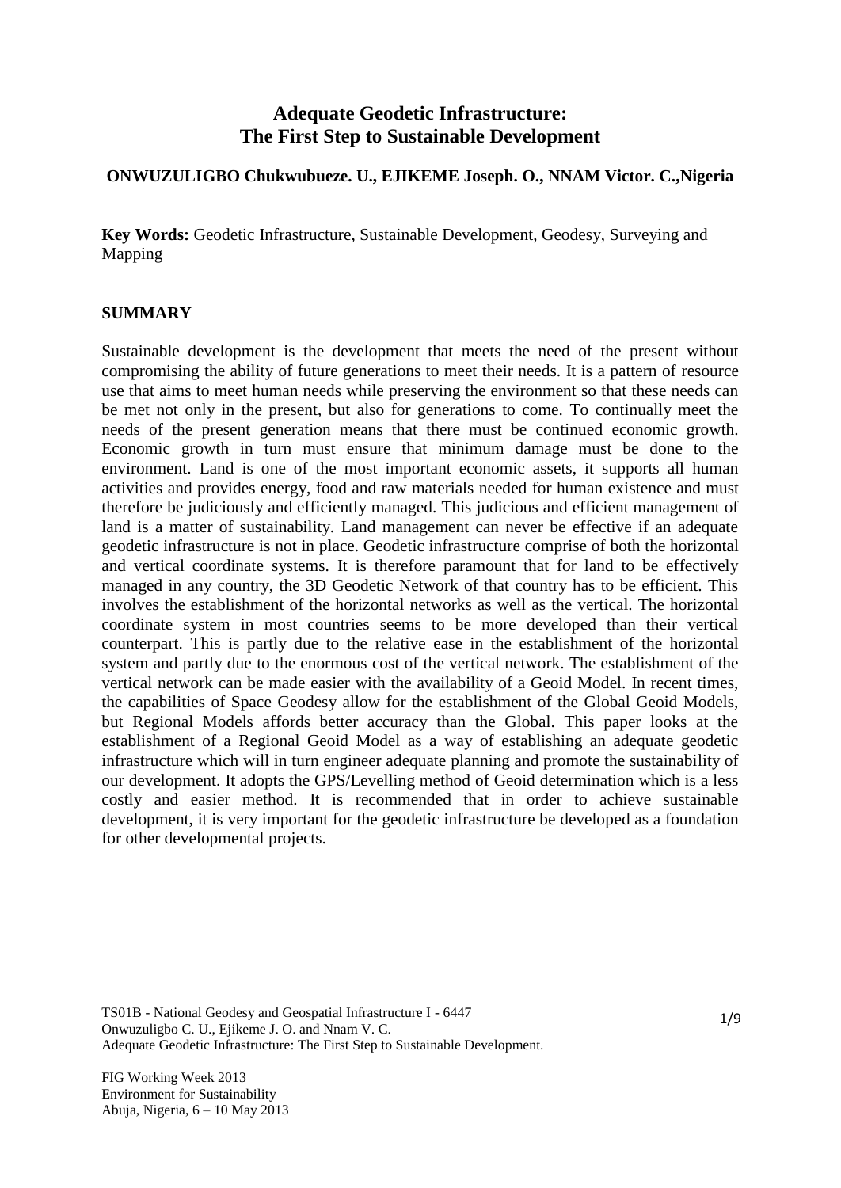# Adequate Geodetic Infrastructure: The First Step to Sustainable Development

**ONWUZULIGBO Chukwubueze. U., EJIKEME Joseph. O., NNAM Victor. C.,Nigeria**

**Key Words:** Geodetic Infrastructure, Sustainable Development, Geodesy, Surveying and Mapping

## SUMMARY

Sustainable development is the development that meets the need of the present without compromising the ability of future generations to meet their needs. It is a pattern of resource use that aims to meet human needs while preserving the environment so that these needs can be met not only in the present, but also for generations to come. To continually meet the needs of the present generation means that there must be continued economic growth. Economic growth in turn must ensure that minimum damage must be done to the environment. Land is one of the most important economic assets, it supports all human activities and provides energy, food and raw materials needed for human existence and must therefore be judiciously and efficiently managed. This judicious and efficient management of land is a matter of sustainability. Land management can never be effective if an adequate geodetic infrastructure is not in place. Geodetic infrastructure comprise of both the horizontal and vertical coordinate systems. It is therefore paramount that for land to be effectively managed in any country, the 3D Geodetic Network of that country has to be efficient. This involves the establishment of the horizontal networks as well as the vertical. The horizontal coordinate system in most countries seems to be more developed than their vertical counterpart. This is partly due to the relative ease in the establishment of the horizontal system and partly due to the enormous cost of the vertical network. The establishment of the vertical network can be made easier with the availability of a Geoid Model. In recent times, the capabilities of Space Geodesy allow for the establishment of the Global Geoid Models, but Regional Models affords better accuracy than the Global. This paper looks at the establishment of a Regional Geoid Model as a way of establishing an adequate geodetic infrastructure which will in turn engineer adequate planning and promote the sustainability of our development. It adopts the GPS/Levelling method of Geoid determination which is a less costly and easier method. It is recommended that in order to achieve sustainable development, it is very important for the geodetic infrastructure be developed as a foundation for other developmental projects.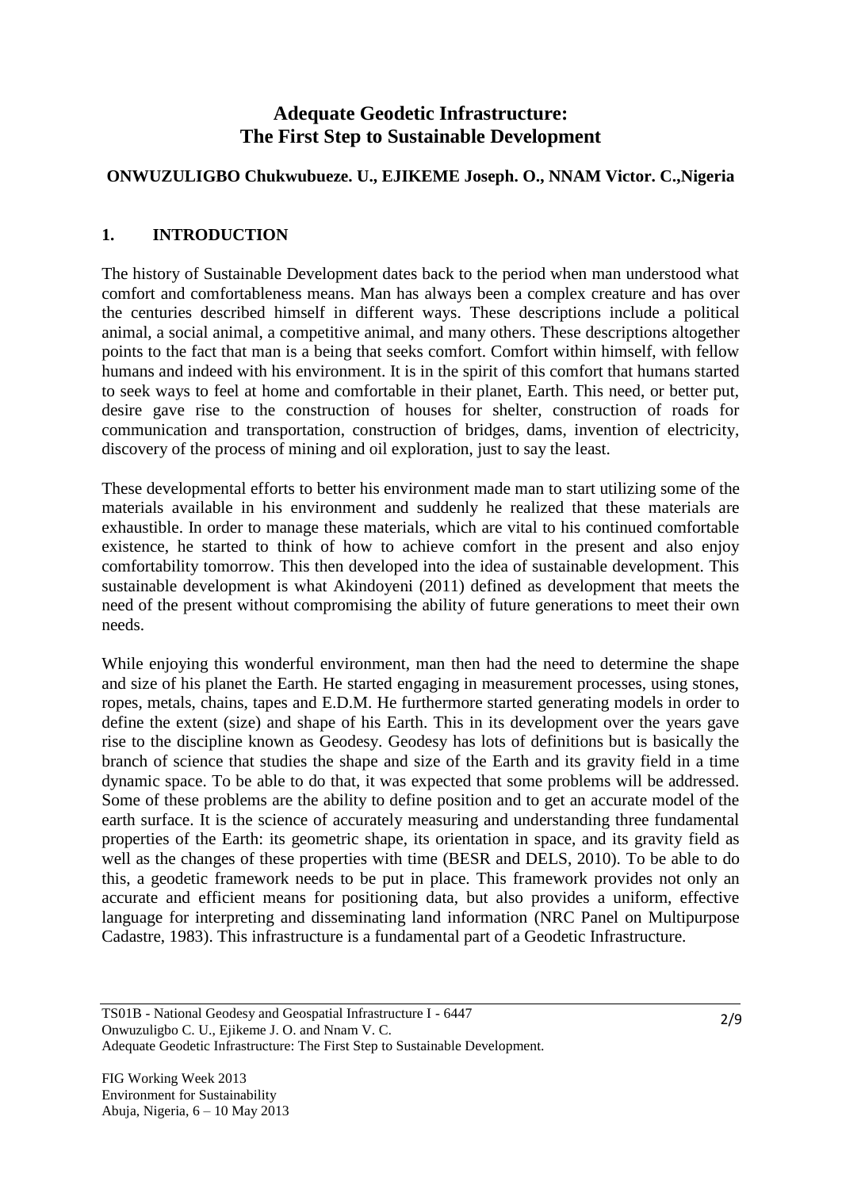# Adequate Geodetic Infrastructure: The First Step to Sustainable Development

**ONWUZULIGBO Chukwubueze. U., EJIKEME Joseph. O., NNAM Victor. C.,Nigeria**

## 1. INTRODUCTION

The history of Sustainable Development dates back to the period when man understood what comfort and comfortableness means. Man has always been a complex creature and has over the centuries described himself in different ways. These descriptions include a political animal, a social animal, a competitive animal, and many others. These descriptions altogether points to the fact that man is a being that seeks comfort. Comfort within himself, with fellow humans and indeed with his environment. It is in the spirit of this comfort that humans started to seek ways to feel at home and comfortable in their planet, Earth. This need, or better put, desire gave rise to the construction of houses for shelter, construction of roads for communication and transportation, construction of bridges, dams, invention of electricity, discovery of the process of mining and oil exploration, just to say the least.

These developmental efforts to better his environment made man to start utilizing some of the materials available in his environment and suddenly he realized that these materials are exhaustible. In order to manage these materials, which are vital to his continued comfortable existence, he started to think of how to achieve comfort in the present and also enjoy comfortability tomorrow. This then developed into the idea of sustainable development. This sustainable development is what Akindoyeni (2011) defined as development that meets the need of the present without compromising the ability of future generations to meet their own needs.

While enjoying this wonderful environment, man then had the need to determine the shape and size of his planet the Earth. He started engaging in measurement processes, using stones, ropes, metals, chains, tapes and E.D.M. He furthermore started generating models in order to define the extent (size) and shape of his Earth. This in its development over the years gave rise to the discipline known as Geodesy. Geodesy has lots of definitions but is basically the branch of science that studies the shape and size of the Earth and its gravity field in a time dynamic space. To be able to do that, it was expected that some problems will be addressed. Some of these problems are the ability to define position and to get an accurate model of the earth surface. It is the science of accurately measuring and understanding three fundamental properties of the Earth: its geometric shape, its orientation in space, and its gravity field as well as the changes of these properties with time (BESR and DELS, 2010). To be able to do this, a geodetic framework needs to be put in place. This framework provides not only an accurate and efficient means for positioning data, but also provides a uniform, effective language for interpreting and disseminating land information (NRC Panel on Multipurpose Cadastre, 1983). This infrastructure is a fundamental part of a Geodetic Infrastructure.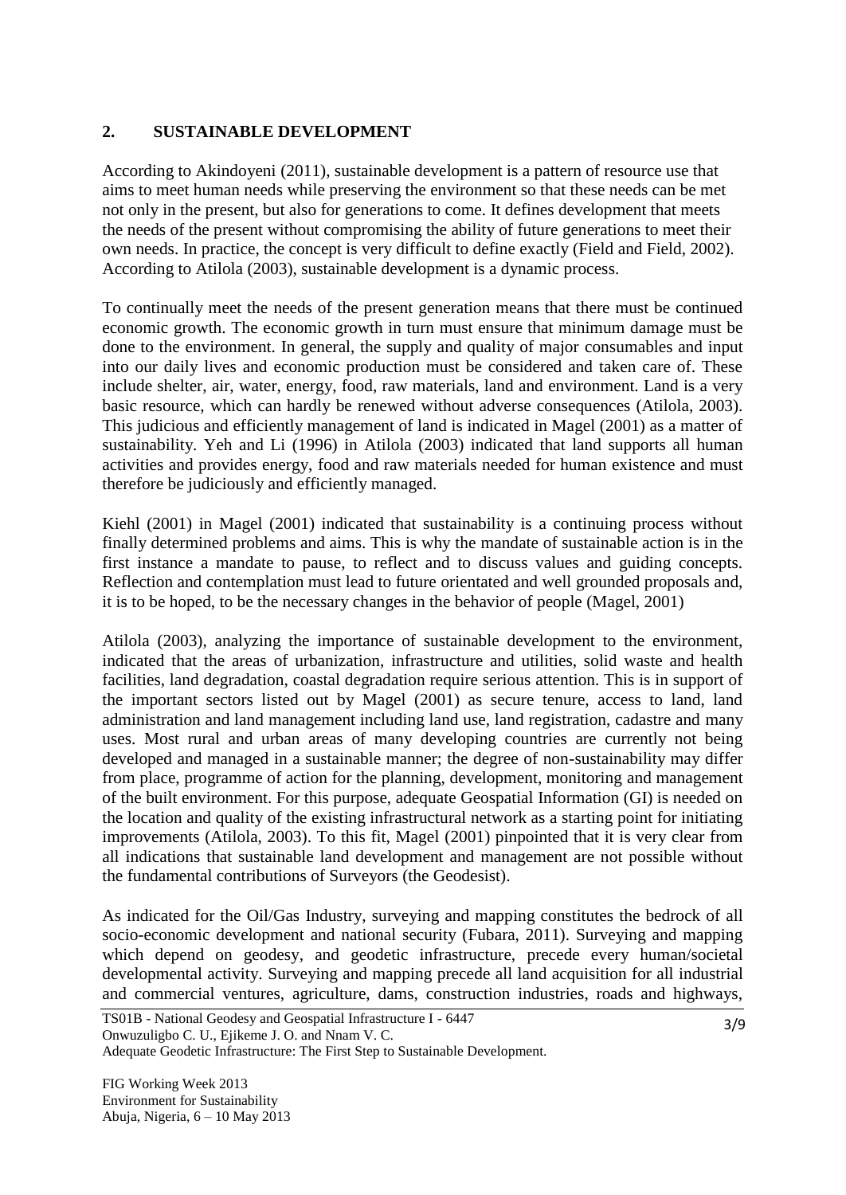## 2. SUSTAINABLE DEVELOPMENT

According to Akindoyeni (2011), sustainable development is a pattern of resource use that aims to meet human needs while preserving the environment so that these needs can be met not only in the present, but also for generations to come. It defines development that meets the needs of the present without compromising the ability of future generations to meet their own needs. In practice, the concept is very difficult to define exactly (Field and Field, 2002). According to Atilola (2003), sustainable development is a dynamic process.

To continually meet the needs of the present generation means that there must be continued economic growth. The economic growth in turn must ensure that minimum damage must be done to the environment. In general, the supply and quality of major consumables and input into our daily lives and economic production must be considered and taken care of. These include shelter, air, water, energy, food, raw materials, land and environment. Land is a very basic resource, which can hardly be renewed without adverse consequences (Atilola, 2003). This judicious and efficiently management of land is indicated in Magel (2001) as a matter of sustainability. Yeh and Li (1996) in Atilola (2003) indicated that land supports all human activities and provides energy, food and raw materials needed for human existence and must therefore be judiciously and efficiently managed.

Kiehl (2001) in Magel (2001) indicated that sustainability is a continuing process without finally determined problems and aims. This is why the mandate of sustainable action is in the first instance a mandate to pause, to reflect and to discuss values and guiding concepts. Reflection and contemplation must lead to future orientated and well grounded proposals and, it is to be hoped, to be the necessary changes in the behavior of people (Magel, 2001)

Atilola (2003), analyzing the importance of sustainable development to the environment, indicated that the areas of urbanization, infrastructure and utilities, solid waste and health facilities, land degradation, coastal degradation require serious attention. This is in support of the important sectors listed out by Magel (2001) as secure tenure, access to land, land administration and land management including land use, land registration, cadastre and many uses. Most rural and urban areas of many developing countries are currently not being developed and managed in a sustainable manner; the degree of non-sustainability may differ from place, programme of action for the planning, development, monitoring and management of the built environment. For this purpose, adequate Geospatial Information (GI) is needed on the location and quality of the existing infrastructural network as a starting point for initiating improvements (Atilola, 2003). To this fit, Magel (2001) pinpointed that it is very clear from all indications that sustainable land development and management are not possible without the fundamental contributions of Surveyors (the Geodesist).

As indicated for the Oil/Gas Industry, surveying and mapping constitutes the bedrock of all socio-economic development and national security (Fubara, 2011). Surveying and mapping which depend on geodesy, and geodetic infrastructure, precede every human/societal developmental activity. Surveying and mapping precede all land acquisition for all industrial and commercial ventures, agriculture, dams, construction industries, roads and highways,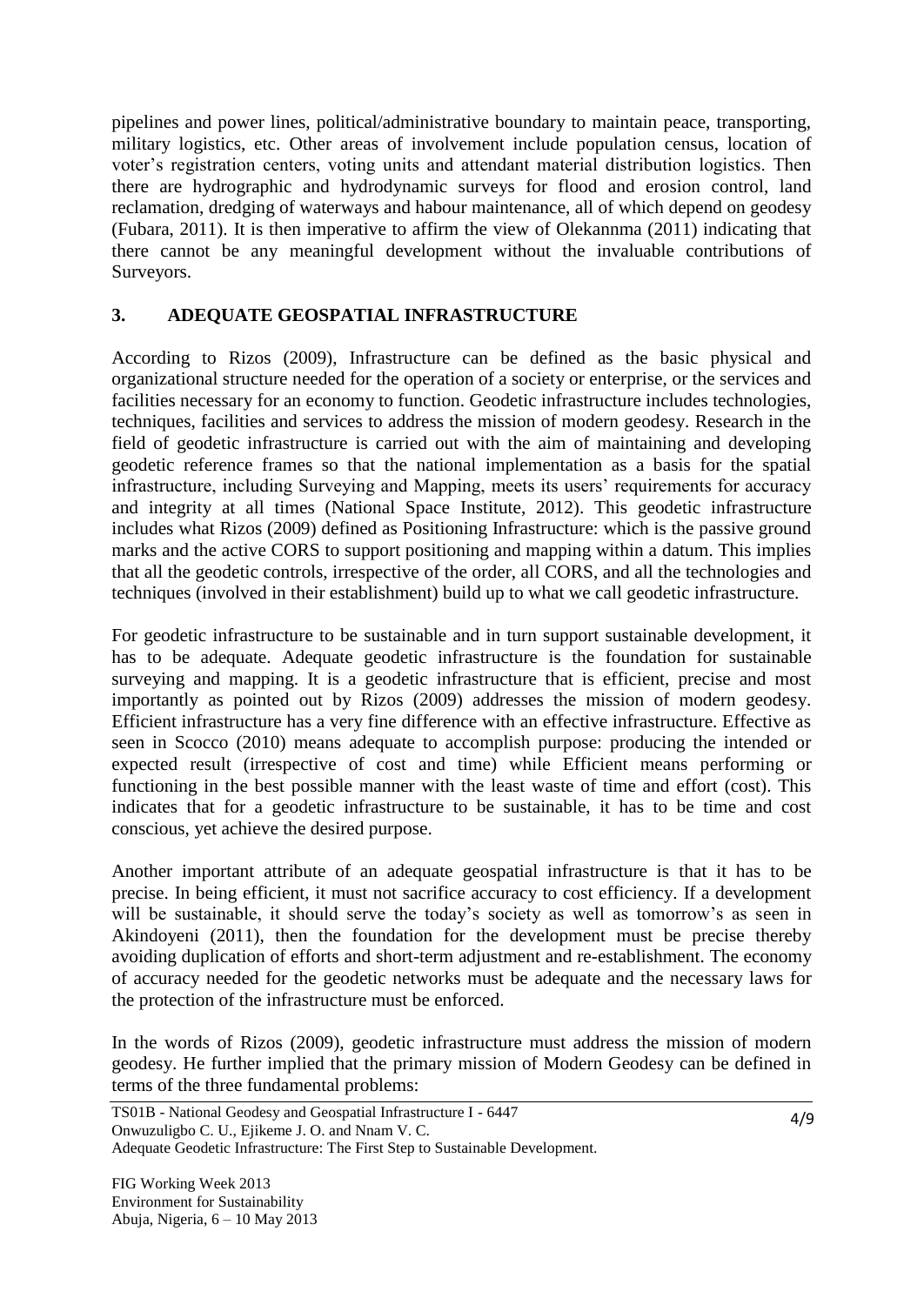pipelines and power lines, political/administrative boundary to maintain peace, transporting, military logistics, etc. Other areas of involvement include population census, location of voter's registration centers, voting units and attendant material distribution logistics. Then there are hydrographic and hydrodynamic surveys for flood and erosion control, land reclamation, dredging of waterways and habour maintenance, all of which depend on geodesy (Fubara, 2011). It is then imperative to affirm the view of Olekannma (2011) indicating that there cannot be any meaningful development without the invaluable contributions of Surveyors.

## 3. ADEQUATE GEOSPATIAL INFRASTRUCTURE

According to Rizos (2009), Infrastructure can be defined as the basic physical and organizational structure needed for the operation of a society or enterprise, or the services and facilities necessary for an economy to function. Geodetic infrastructure includes technologies, techniques, facilities and services to address the mission of modern geodesy. Research in the field of geodetic infrastructure is carried out with the aim of maintaining and developing geodetic reference frames so that the national implementation as a basis for the spatial infrastructure, including Surveying and Mapping, meets its users' requirements for accuracy and integrity at all times (National Space Institute, 2012). This geodetic infrastructure includes what Rizos (2009) defined as Positioning Infrastructure: which is the passive ground marks and the active CORS to support positioning and mapping within a datum. This implies that all the geodetic controls, irrespective of the order, all CORS, and all the technologies and techniques (involved in their establishment) build up to what we call geodetic infrastructure.

For geodetic infrastructure to be sustainable and in turn support sustainable development, it has to be adequate. Adequate geodetic infrastructure is the foundation for sustainable surveying and mapping. It is a geodetic infrastructure that is efficient, precise and most importantly as pointed out by Rizos (2009) addresses the mission of modern geodesy. Efficient infrastructure has a very fine difference with an effective infrastructure. Effective as seen in Scocco (2010) means adequate to accomplish purpose: producing the intended or expected result (irrespective of cost and time) while Efficient means performing or functioning in the best possible manner with the least waste of time and effort (cost). This indicates that for a geodetic infrastructure to be sustainable, it has to be time and cost conscious, yet achieve the desired purpose.

Another important attribute of an adequate geospatial infrastructure is that it has to be precise. In being efficient, it must not sacrifice accuracy to cost efficiency. If a development will be sustainable, it should serve the today's society as well as tomorrow's as seen in Akindoyeni (2011), then the foundation for the development must be precise thereby avoiding duplication of efforts and short-term adjustment and re-establishment. The economy of accuracy needed for the geodetic networks must be adequate and the necessary laws for the protection of the infrastructure must be enforced.

In the words of Rizos (2009), geodetic infrastructure must address the mission of modern geodesy. He further implied that the primary mission of Modern Geodesy can be defined in terms of the three fundamental problems: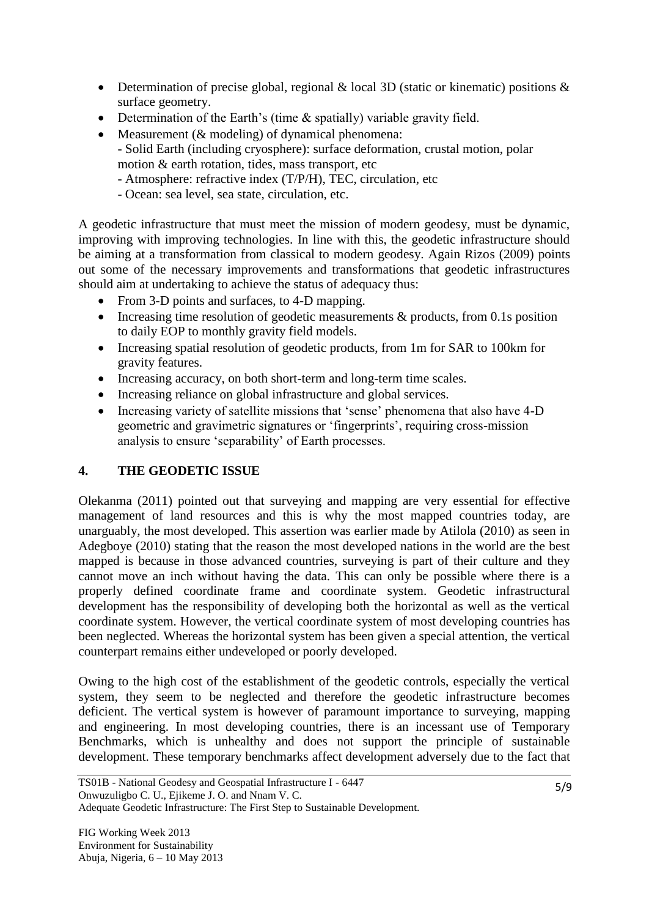- Determination of precise global, regional & local 3D (static or kinematic) positions & surface geometry.
- Determination of the Earth's (time & spatially) variable gravity field.
- Measurement (& modeling) of dynamical phenomena:
  - Solid Earth (including cryosphere): surface deformation, crustal motion, polar motion & earth rotation, tides, mass transport, etc
  - Atmosphere: refractive index (T/P/H), TEC, circulation, etc
  - Ocean: sea level, sea state, circulation, etc.

A geodetic infrastructure that must meet the mission of modern geodesy, must be dynamic, improving with improving technologies. In line with this, the geodetic infrastructure should be aiming at a transformation from classical to modern geodesy. Again Rizos (2009) points out some of the necessary improvements and transformations that geodetic infrastructures should aim at undertaking to achieve the status of adequacy thus:

- From 3-D points and surfaces, to 4-D mapping.
- Increasing time resolution of geodetic measurements & products, from 0.1s position to daily EOP to monthly gravity field models.
- Increasing spatial resolution of geodetic products, from 1m for SAR to 100km for gravity features.
- Increasing accuracy, on both short-term and long-term time scales.
- Increasing reliance on global infrastructure and global services.
- Increasing variety of satellite missions that 'sense' phenomena that also have 4-D geometric and gravimetric signatures or 'fingerprints', requiring cross-mission analysis to ensure 'separability' of Earth processes.

## 4. THE GEODETIC ISSUE

Olekanma (2011) pointed out that surveying and mapping are very essential for effective management of land resources and this is why the most mapped countries today, are unarguably, the most developed. This assertion was earlier made by Atilola (2010) as seen in Adegboye (2010) stating that the reason the most developed nations in the world are the best mapped is because in those advanced countries, surveying is part of their culture and they cannot move an inch without having the data. This can only be possible where there is a properly defined coordinate frame and coordinate system. Geodetic infrastructural development has the responsibility of developing both the horizontal as well as the vertical coordinate system. However, the vertical coordinate system of most developing countries has been neglected. Whereas the horizontal system has been given a special attention, the vertical counterpart remains either undeveloped or poorly developed.

Owing to the high cost of the establishment of the geodetic controls, especially the vertical system, they seem to be neglected and therefore the geodetic infrastructure becomes deficient. The vertical system is however of paramount importance to surveying, mapping and engineering. In most developing countries, there is an incessant use of Temporary Benchmarks, which is unhealthy and does not support the principle of sustainable development. These temporary benchmarks affect development adversely due to the fact that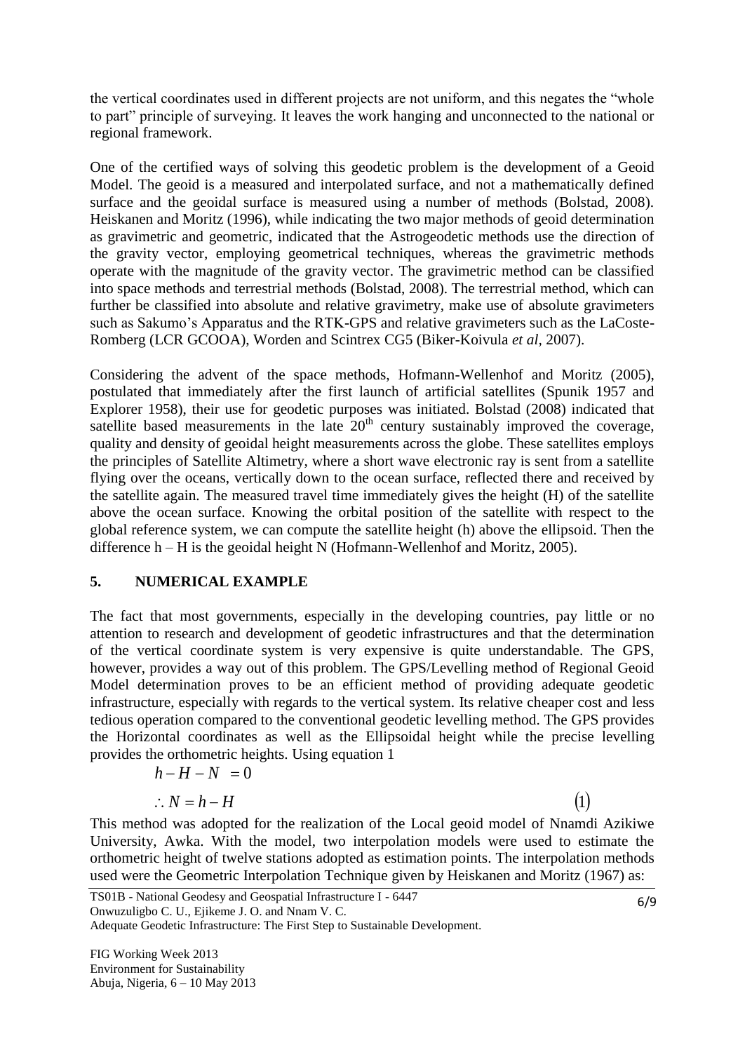the vertical coordinates used in different projects are not uniform, and this negates the "whole to part" principle of surveying. It leaves the work hanging and unconnected to the national or regional framework.

One of the certified ways of solving this geodetic problem is the development of a Geoid Model. The geoid is a measured and interpolated surface, and not a mathematically defined surface and the geoidal surface is measured using a number of methods (Bolstad, 2008). Heiskanen and Moritz (1996), while indicating the two major methods of geoid determination as gravimetric and geometric, indicated that the Astrogeodetic methods use the direction of the gravity vector, employing geometrical techniques, whereas the gravimetric methods operate with the magnitude of the gravity vector. The gravimetric method can be classified into space methods and terrestrial methods (Bolstad, 2008). The terrestrial method, which can further be classified into absolute and relative gravimetry, make use of absolute gravimeters such as Sakumo's Apparatus and the RTK-GPS and relative gravimeters such as the LaCoste-Romberg (LCR GCOOA), Worden and Scintrex CG5 (Biker-Koivula *et al*, 2007).

Considering the advent of the space methods, Hofmann-Wellenhof and Moritz (2005), postulated that immediately after the first launch of artificial satellites (Spunik 1957 and Explorer 1958), their use for geodetic purposes was initiated. Bolstad (2008) indicated that satellite based measurements in the late 20[th] century sustainably improved the coverage, quality and density of geoidal height measurements across the globe. These satellites employs the principles of Satellite Altimetry, where a short wave electronic ray is sent from a satellite flying over the oceans, vertically down to the ocean surface, reflected there and received by the satellite again. The measured travel time immediately gives the height (H) of the satellite above the ocean surface. Knowing the orbital position of the satellite with respect to the global reference system, we can compute the satellite height (h) above the ellipsoid. Then the difference h – H is the geoidal height N (Hofmann-Wellenhof and Moritz, 2005).

## 5. NUMERICAL EXAMPLE

The fact that most governments, especially in the developing countries, pay little or no attention to research and development of geodetic infrastructures and that the determination of the vertical coordinate system is very expensive is quite understandable. The GPS, however, provides a way out of this problem. The GPS/Levelling method of Regional Geoid Model determination proves to be an efficient method of providing adequate geodetic infrastructure, especially with regards to the vertical system. Its relative cheaper cost and less tedious operation compared to the conventional geodetic levelling method. The GPS provides the Horizontal coordinates as well as the Ellipsoidal height while the precise levelling provides the orthometric heights. Using equation 1

$$h - H - N = 0$$

$$\therefore N = h - H \qquad (1)$$

This method was adopted for the realization of the Local geoid model of Nnamdi Azikiwe University, Awka. With the model, two interpolation models were used to estimate the orthometric height of twelve stations adopted as estimation points. The interpolation methods used were the Geometric Interpolation Technique given by Heiskanen and Moritz (1967) as: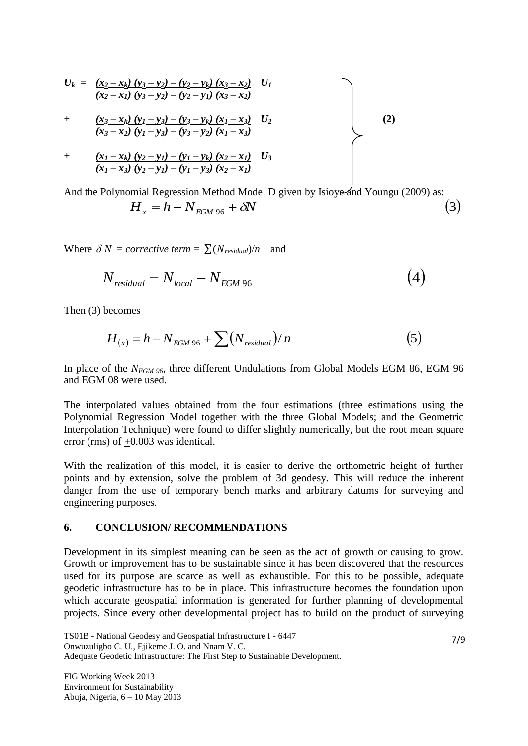$$
\left.
\begin{aligned}
U_k = \; & \frac{(x_2 - x_k)(y_3 - y_2) - (y_2 - y_k)(x_3 - x_2)}{(x_2 - x_1)(y_3 - y_2) - (y_2 - y_1)(x_3 - x_2)} \; U_1 \\
+ \; & \frac{(x_3 - x_k)(y_1 - y_3) - (y_3 - y_k)(x_1 - x_3)}{(x_3 - x_2)(y_1 - y_3) - (y_3 - y_2)(x_1 - x_3)} \; U_2 \\
+ \; & \frac{(x_1 - x_k)(y_2 - y_1) - (y_1 - y_k)(x_2 - x_1)}{(x_1 - x_3)(y_2 - y_1) - (y_1 - y_3)(x_2 - x_1)} \; U_3
\end{aligned}
\right\} \quad (2)
$$

And the Polynomial Regression Method Model D given by Isioye and Youngu (2009) as:

$$H_x = h - N_{EGM\,96} + \delta N \qquad (3)$$

Where $\delta N$ = *corrective term* = $\sum(N_{residual})/n$ and

$$N_{residual} = N_{local} - N_{EGM\,96} \qquad (4)$$

Then (3) becomes

$$H_{(x)} = h - N_{EGM\,96} + \sum(N_{residual})/n \qquad (5)$$

In place of the $N_{EGM\,96}$, three different Undulations from Global Models EGM 86, EGM 96 and EGM 08 were used.

The interpolated values obtained from the four estimations (three estimations using the Polynomial Regression Model together with the three Global Models; and the Geometric Interpolation Technique) were found to differ slightly numerically, but the root mean square error (rms) of $\pm 0.003$ was identical.

With the realization of this model, it is easier to derive the orthometric height of further points and by extension, solve the problem of 3d geodesy. This will reduce the inherent danger from the use of temporary bench marks and arbitrary datums for surveying and engineering purposes.

## 6. CONCLUSION/ RECOMMENDATIONS

Development in its simplest meaning can be seen as the act of growth or causing to grow. Growth or improvement has to be sustainable since it has been discovered that the resources used for its purpose are scarce as well as exhaustible. For this to be possible, adequate geodetic infrastructure has to be in place. This infrastructure becomes the foundation upon which accurate geospatial information is generated for further planning of developmental projects. Since every other developmental project has to build on the product of surveying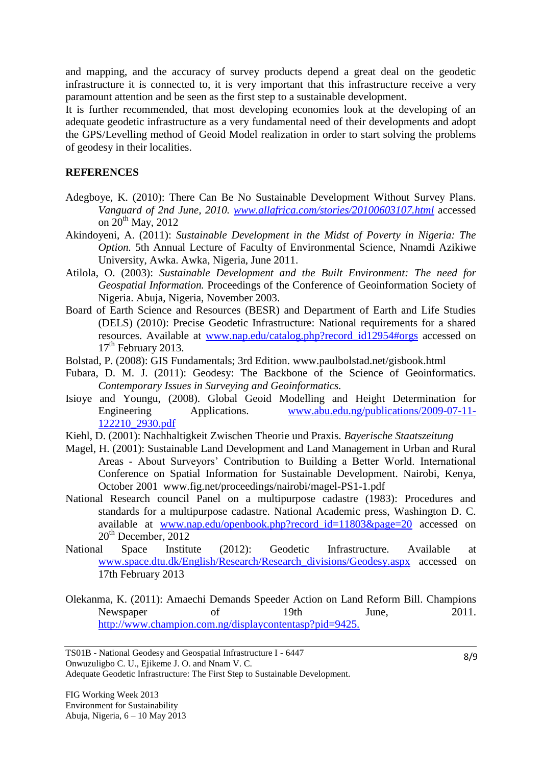and mapping, and the accuracy of survey products depend a great deal on the geodetic infrastructure it is connected to, it is very important that this infrastructure receive a very paramount attention and be seen as the first step to a sustainable development.

It is further recommended, that most developing economies look at the developing of an adequate geodetic infrastructure as a very fundamental need of their developments and adopt the GPS/Levelling method of Geoid Model realization in order to start solving the problems of geodesy in their localities.

**REFERENCES**

Adegboye, K. (2010): There Can Be No Sustainable Development Without Survey Plans. *Vanguard of 2nd June, 2010.* www.allafrica.com/stories/20100603107.html accessed on 20th May, 2012

Akindoyeni, A. (2011): *Sustainable Development in the Midst of Poverty in Nigeria: The Option.* 5th Annual Lecture of Faculty of Environmental Science, Nnamdi Azikiwe University, Awka. Awka, Nigeria, June 2011.

Atilola, O. (2003): *Sustainable Development and the Built Environment: The need for Geospatial Information.* Proceedings of the Conference of Geoinformation Society of Nigeria. Abuja, Nigeria, November 2003.

Board of Earth Science and Resources (BESR) and Department of Earth and Life Studies (DELS) (2010): Precise Geodetic Infrastructure: National requirements for a shared resources. Available at www.nap.edu/catalog.php?record_id12954#orgs accessed on 17th February 2013.

Bolstad, P. (2008): GIS Fundamentals; 3rd Edition. www.paulbolstad.net/gisbook.html

Fubara, D. M. J. (2011): Geodesy: The Backbone of the Science of Geoinformatics. *Contemporary Issues in Surveying and Geoinformatics.*

Isioye and Youngu, (2008). Global Geoid Modelling and Height Determination for Engineering Applications. www.abu.edu.ng/publications/2009-07-11-122210_2930.pdf

Kiehl, D. (2001): Nachhaltigkeit Zwischen Theorie und Praxis. *Bayerische Staatszeitung*

Magel, H. (2001): Sustainable Land Development and Land Management in Urban and Rural Areas - About Surveyors' Contribution to Building a Better World. International Conference on Spatial Information for Sustainable Development. Nairobi, Kenya, October 2001 www.fig.net/proceedings/nairobi/magel-PS1-1.pdf

National Research council Panel on a multipurpose cadastre (1983): Procedures and standards for a multipurpose cadastre. National Academic press, Washington D. C. available at www.nap.edu/openbook.php?record_id=11803&page=20 accessed on 20th December, 2012

National Space Institute (2012): Geodetic Infrastructure. Available at www.space.dtu.dk/English/Research/Research_divisions/Geodesy.aspx accessed on 17th February 2013

Olekanma, K. (2011): Amaechi Demands Speeder Action on Land Reform Bill. Champions Newspaper of 19th June, 2011. http://www.champion.com.ng/displaycontentasp?pid=9425.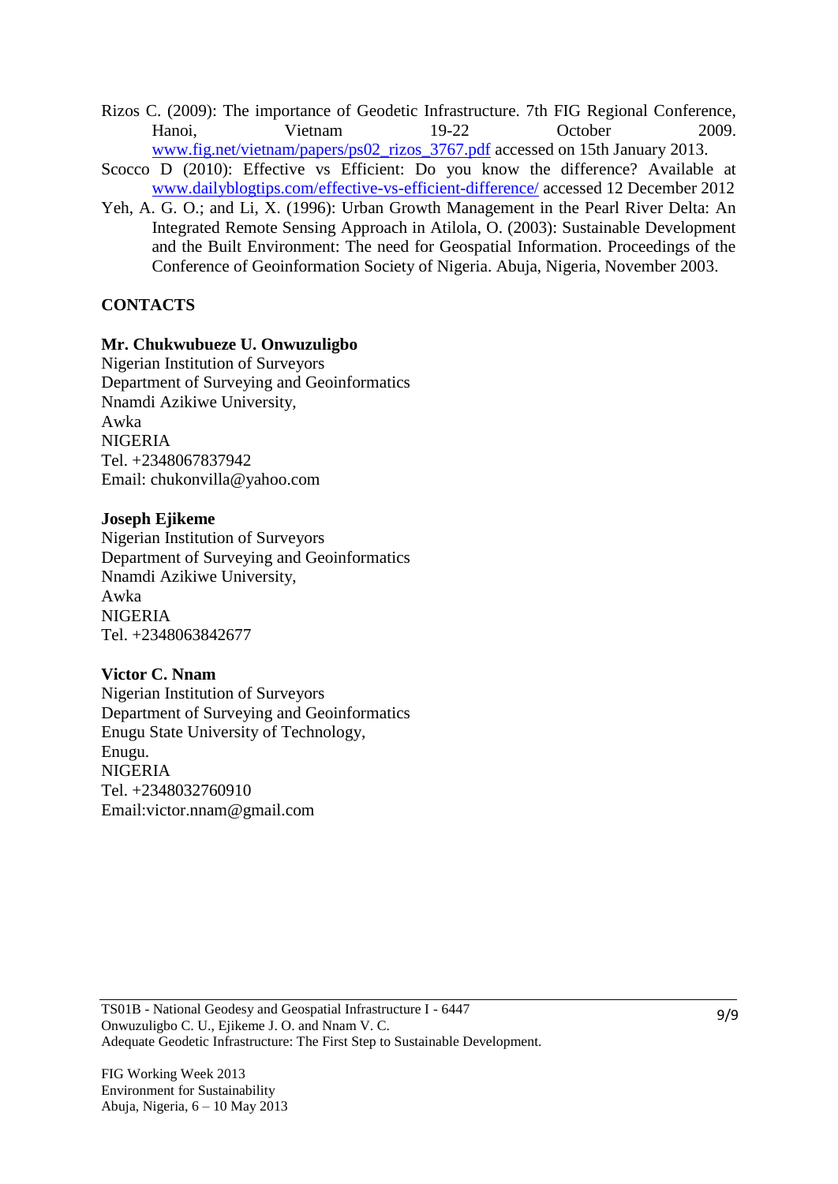Rizos C. (2009): The importance of Geodetic Infrastructure. 7th FIG Regional Conference, Hanoi, Vietnam 19-22 October 2009. www.fig.net/vietnam/papers/ps02_rizos_3767.pdf accessed on 15th January 2013.

Scocco D (2010): Effective vs Efficient: Do you know the difference? Available at www.dailyblogtips.com/effective-vs-efficient-difference/ accessed 12 December 2012

Yeh, A. G. O.; and Li, X. (1996): Urban Growth Management in the Pearl River Delta: An Integrated Remote Sensing Approach in Atilola, O. (2003): Sustainable Development and the Built Environment: The need for Geospatial Information. Proceedings of the Conference of Geoinformation Society of Nigeria. Abuja, Nigeria, November 2003.

## CONTACTS

**Mr. Chukwubueze U. Onwuzuligbo**
Nigerian Institution of Surveyors
Department of Surveying and Geoinformatics
Nnamdi Azikiwe University,
Awka
NIGERIA
Tel. +2348067837942
Email: chukonvilla@yahoo.com

**Joseph Ejikeme**
Nigerian Institution of Surveyors
Department of Surveying and Geoinformatics
Nnamdi Azikiwe University,
Awka
NIGERIA
Tel. +2348063842677

**Victor C. Nnam**
Nigerian Institution of Surveyors
Department of Surveying and Geoinformatics
Enugu State University of Technology,
Enugu.
NIGERIA
Tel. +2348032760910
Email:victor.nnam@gmail.com